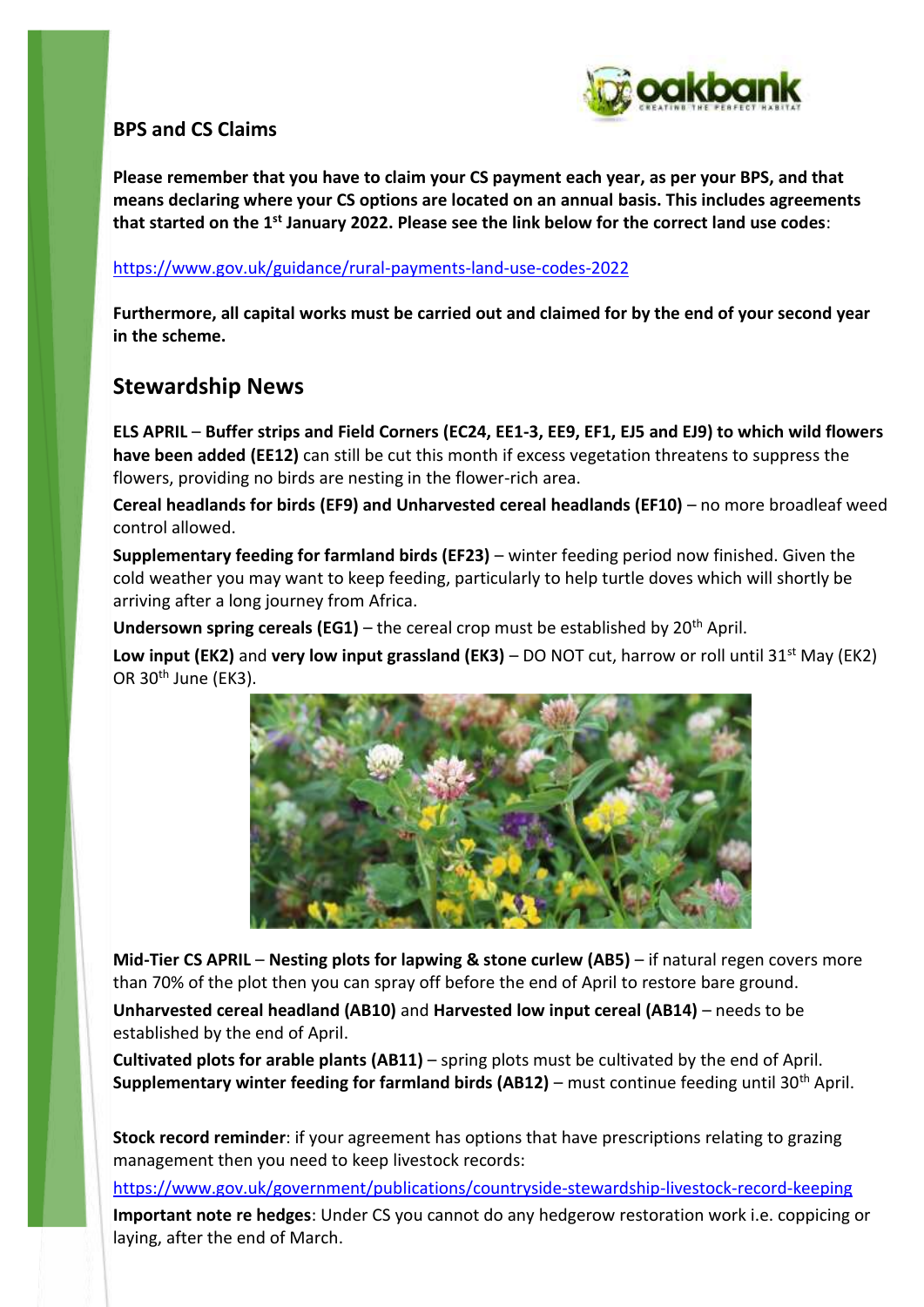## BPS and CS Claims

**Please remember that you have to claim your CS payment each year, as per your BPS, and that means declaring where your CS options are located on an annual basis. This includes agreements that started on the 1st January 2022. Please see the link below for the correct land use codes**:

https://www.gov.uk/guidance/rural-payments-land-use-codes-2022

**Furthermore, all capital works must be carried out and claimed for by the end of your second year in the scheme.**

## Stewardship News

**ELS APRIL** – **Buffer strips and Field Corners (EC24, EE1-3, EE9, EF1, EJ5 and EJ9) to which wild flowers have been added (EE12)** can still be cut this month if excess vegetation threatens to suppress the flowers, providing no birds are nesting in the flower-rich area.

**Cereal headlands for birds (EF9) and Unharvested cereal headlands (EF10)** – no more broadleaf weed control allowed.

**Supplementary feeding for farmland birds (EF23)** – winter feeding period now finished. Given the cold weather you may want to keep feeding, particularly to help turtle doves which will shortly be arriving after a long journey from Africa.

**Undersown spring cereals (EG1)** – the cereal crop must be established by 20th April.

**Low input (EK2)** and **very low input grassland (EK3)** – DO NOT cut, harrow or roll until 31st May (EK2) OR 30th June (EK3).

**Mid-Tier CS APRIL** – **Nesting plots for lapwing & stone curlew (AB5)** – if natural regen covers more than 70% of the plot then you can spray off before the end of April to restore bare ground.

**Unharvested cereal headland (AB10)** and **Harvested low input cereal (AB14)** – needs to be established by the end of April.

**Cultivated plots for arable plants (AB11)** – spring plots must be cultivated by the end of April.

**Supplementary winter feeding for farmland birds (AB12)** – must continue feeding until 30th April.

**Stock record reminder**: if your agreement has options that have prescriptions relating to grazing management then you need to keep livestock records:

https://www.gov.uk/government/publications/countryside-stewardship-livestock-record-keeping

**Important note re hedges**: Under CS you cannot do any hedgerow restoration work i.e. coppicing or laying, after the end of March.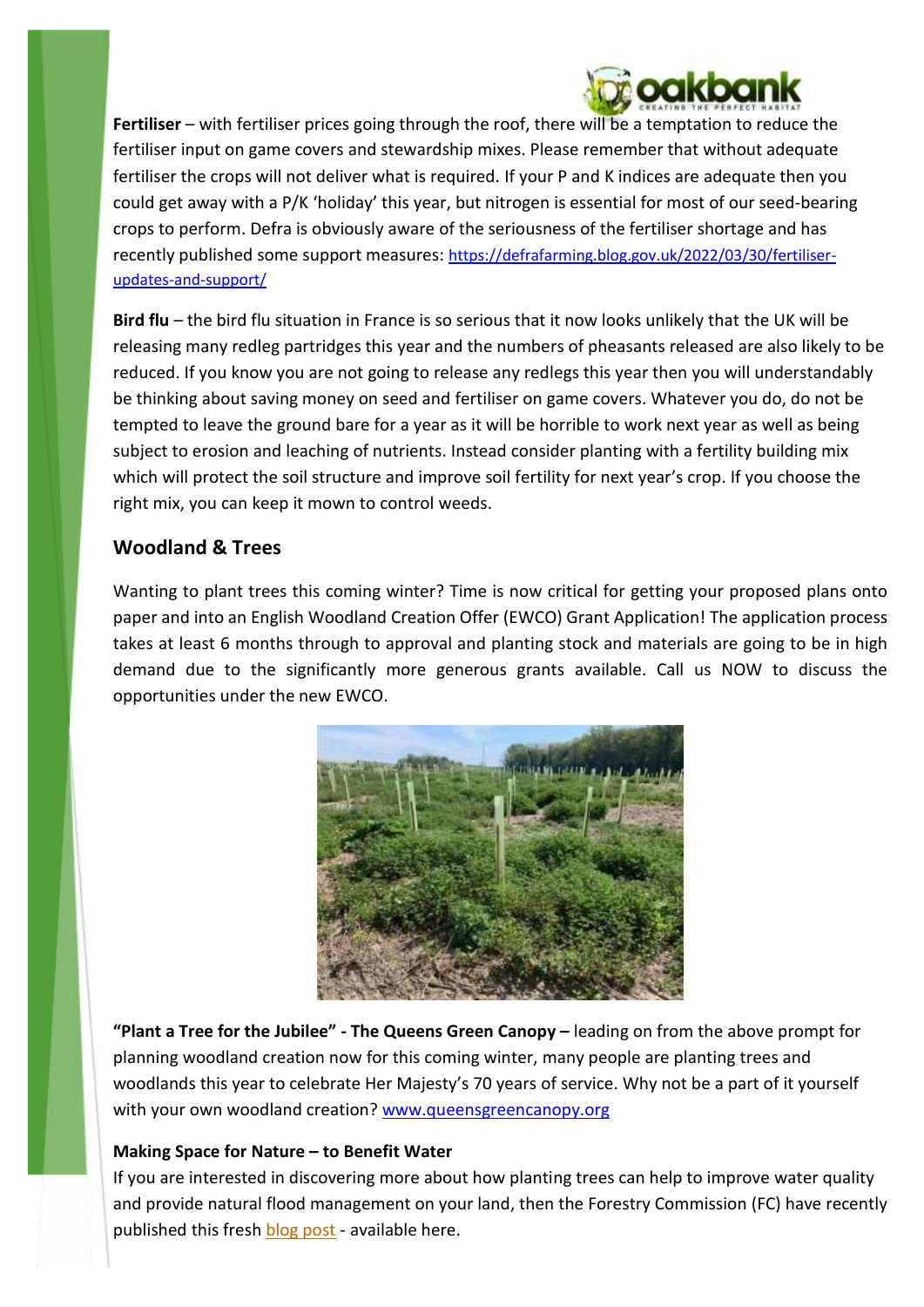**Fertiliser** – with fertiliser prices going through the roof, there will be a temptation to reduce the fertiliser input on game covers and stewardship mixes. Please remember that without adequate fertiliser the crops will not deliver what is required. If your P and K indices are adequate then you could get away with a P/K 'holiday' this year, but nitrogen is essential for most of our seed-bearing crops to perform. Defra is obviously aware of the seriousness of the fertiliser shortage and has recently published some support measures: https://defrafarming.blog.gov.uk/2022/03/30/fertiliser-updates-and-support/

**Bird flu** – the bird flu situation in France is so serious that it now looks unlikely that the UK will be releasing many redleg partridges this year and the numbers of pheasants released are also likely to be reduced. If you know you are not going to release any redlegs this year then you will understandably be thinking about saving money on seed and fertiliser on game covers. Whatever you do, do not be tempted to leave the ground bare for a year as it will be horrible to work next year as well as being subject to erosion and leaching of nutrients. Instead consider planting with a fertility building mix which will protect the soil structure and improve soil fertility for next year's crop. If you choose the right mix, you can keep it mown to control weeds.

## Woodland & Trees

Wanting to plant trees this coming winter? Time is now critical for getting your proposed plans onto paper and into an English Woodland Creation Offer (EWCO) Grant Application! The application process takes at least 6 months through to approval and planting stock and materials are going to be in high demand due to the significantly more generous grants available. Call us NOW to discuss the opportunities under the new EWCO.

**"Plant a Tree for the Jubilee" - The Queens Green Canopy –** leading on from the above prompt for planning woodland creation now for this coming winter, many people are planting trees and woodlands this year to celebrate Her Majesty's 70 years of service. Why not be a part of it yourself with your own woodland creation? www.queensgreencanopy.org

**Making Space for Nature – to Benefit Water**

If you are interested in discovering more about how planting trees can help to improve water quality and provide natural flood management on your land, then the Forestry Commission (FC) have recently published this fresh blog post - available here.